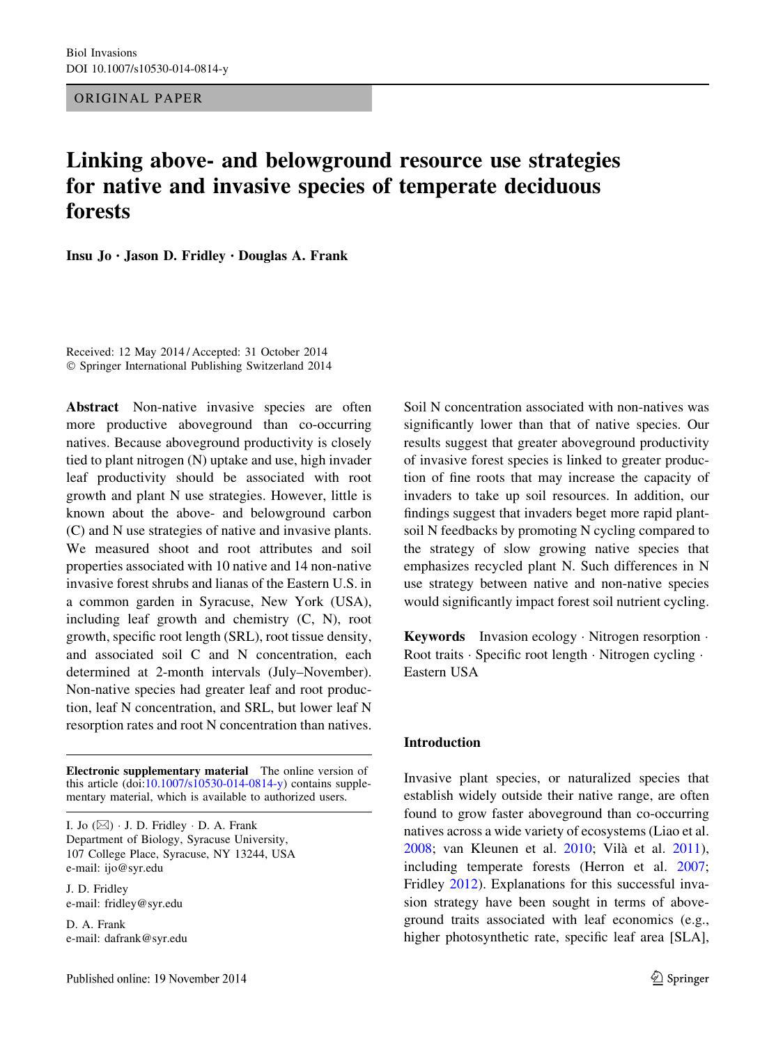ORIGINAL PAPER

# Linking above- and belowground resource use strategies for native and invasive species of temperate deciduous forests

**Insu Jo · Jason D. Fridley · Douglas A. Frank**

Received: 12 May 2014 / Accepted: 31 October 2014
© Springer International Publishing Switzerland 2014

**Abstract** Non-native invasive species are often more productive aboveground than co-occurring natives. Because aboveground productivity is closely tied to plant nitrogen (N) uptake and use, high invader leaf productivity should be associated with root growth and plant N use strategies. However, little is known about the above- and belowground carbon (C) and N use strategies of native and invasive plants. We measured shoot and root attributes and soil properties associated with 10 native and 14 non-native invasive forest shrubs and lianas of the Eastern U.S. in a common garden in Syracuse, New York (USA), including leaf growth and chemistry (C, N), root growth, specific root length (SRL), root tissue density, and associated soil C and N concentration, each determined at 2-month intervals (July–November). Non-native species had greater leaf and root production, leaf N concentration, and SRL, but lower leaf N resorption rates and root N concentration than natives. Soil N concentration associated with non-natives was significantly lower than that of native species. Our results suggest that greater aboveground productivity of invasive forest species is linked to greater production of fine roots that may increase the capacity of invaders to take up soil resources. In addition, our findings suggest that invaders beget more rapid plant-soil N feedbacks by promoting N cycling compared to the strategy of slow growing native species that emphasizes recycled plant N. Such differences in N use strategy between native and non-native species would significantly impact forest soil nutrient cycling.

**Keywords** Invasion ecology · Nitrogen resorption · Root traits · Specific root length · Nitrogen cycling · Eastern USA

**Electronic supplementary material** The online version of this article (doi:10.1007/s10530-014-0814-y) contains supplementary material, which is available to authorized users.

I. Jo (✉) · J. D. Fridley · D. A. Frank
Department of Biology, Syracuse University, 107 College Place, Syracuse, NY 13244, USA
e-mail: ijo@syr.edu

J. D. Fridley
e-mail: fridley@syr.edu

D. A. Frank
e-mail: dafrank@syr.edu

Published online: 19 November 2014

## Introduction

Invasive plant species, or naturalized species that establish widely outside their native range, are often found to grow faster aboveground than co-occurring natives across a wide variety of ecosystems (Liao et al. 2008; van Kleunen et al. 2010; Vilà et al. 2011), including temperate forests (Herron et al. 2007; Fridley 2012). Explanations for this successful invasion strategy have been sought in terms of aboveground traits associated with leaf economics (e.g., higher photosynthetic rate, specific leaf area [SLA],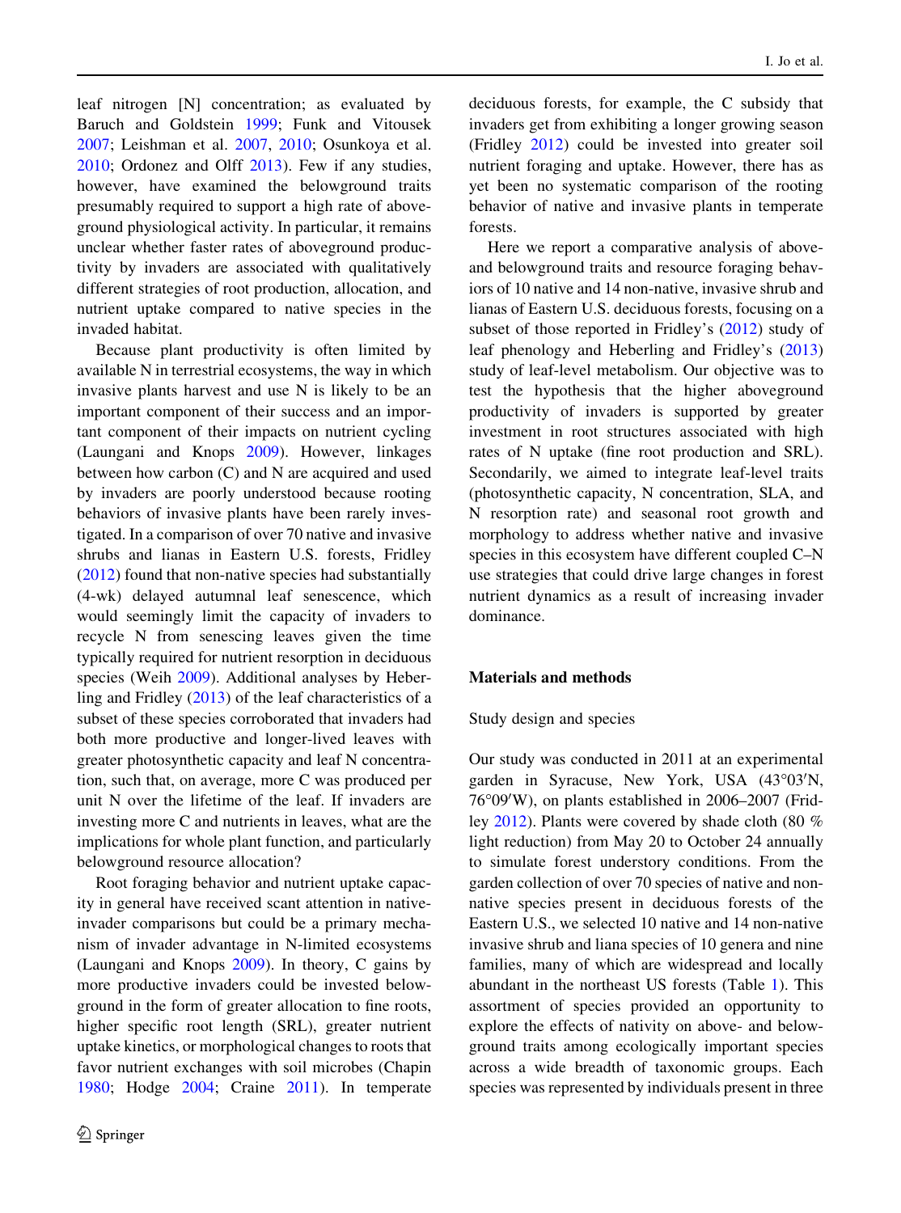leaf nitrogen [N] concentration; as evaluated by Baruch and Goldstein 1999; Funk and Vitousek 2007; Leishman et al. 2007, 2010; Osunkoya et al. 2010; Ordonez and Olff 2013). Few if any studies, however, have examined the belowground traits presumably required to support a high rate of aboveground physiological activity. In particular, it remains unclear whether faster rates of aboveground productivity by invaders are associated with qualitatively different strategies of root production, allocation, and nutrient uptake compared to native species in the invaded habitat.

Because plant productivity is often limited by available N in terrestrial ecosystems, the way in which invasive plants harvest and use N is likely to be an important component of their success and an important component of their impacts on nutrient cycling (Laungani and Knops 2009). However, linkages between how carbon (C) and N are acquired and used by invaders are poorly understood because rooting behaviors of invasive plants have been rarely investigated. In a comparison of over 70 native and invasive shrubs and lianas in Eastern U.S. forests, Fridley (2012) found that non-native species had substantially (4-wk) delayed autumnal leaf senescence, which would seemingly limit the capacity of invaders to recycle N from senescing leaves given the time typically required for nutrient resorption in deciduous species (Weih 2009). Additional analyses by Heberling and Fridley (2013) of the leaf characteristics of a subset of these species corroborated that invaders had both more productive and longer-lived leaves with greater photosynthetic capacity and leaf N concentration, such that, on average, more C was produced per unit N over the lifetime of the leaf. If invaders are investing more C and nutrients in leaves, what are the implications for whole plant function, and particularly belowground resource allocation?

Root foraging behavior and nutrient uptake capacity in general have received scant attention in native-invader comparisons but could be a primary mechanism of invader advantage in N-limited ecosystems (Laungani and Knops 2009). In theory, C gains by more productive invaders could be invested belowground in the form of greater allocation to fine roots, higher specific root length (SRL), greater nutrient uptake kinetics, or morphological changes to roots that favor nutrient exchanges with soil microbes (Chapin 1980; Hodge 2004; Craine 2011). In temperate deciduous forests, for example, the C subsidy that invaders get from exhibiting a longer growing season (Fridley 2012) could be invested into greater soil nutrient foraging and uptake. However, there has as yet been no systematic comparison of the rooting behavior of native and invasive plants in temperate forests.

Here we report a comparative analysis of above- and belowground traits and resource foraging behaviors of 10 native and 14 non-native, invasive shrub and lianas of Eastern U.S. deciduous forests, focusing on a subset of those reported in Fridley's (2012) study of leaf phenology and Heberling and Fridley's (2013) study of leaf-level metabolism. Our objective was to test the hypothesis that the higher aboveground productivity of invaders is supported by greater investment in root structures associated with high rates of N uptake (fine root production and SRL). Secondarily, we aimed to integrate leaf-level traits (photosynthetic capacity, N concentration, SLA, and N resorption rate) and seasonal root growth and morphology to address whether native and invasive species in this ecosystem have different coupled C–N use strategies that could drive large changes in forest nutrient dynamics as a result of increasing invader dominance.

## Materials and methods

### Study design and species

Our study was conducted in 2011 at an experimental garden in Syracuse, New York, USA (43°03′N, 76°09′W), on plants established in 2006–2007 (Fridley 2012). Plants were covered by shade cloth (80 % light reduction) from May 20 to October 24 annually to simulate forest understory conditions. From the garden collection of over 70 species of native and non-native species present in deciduous forests of the Eastern U.S., we selected 10 native and 14 non-native invasive shrub and liana species of 10 genera and nine families, many of which are widespread and locally abundant in the northeast US forests (Table 1). This assortment of species provided an opportunity to explore the effects of nativity on above- and belowground traits among ecologically important species across a wide breadth of taxonomic groups. Each species was represented by individuals present in three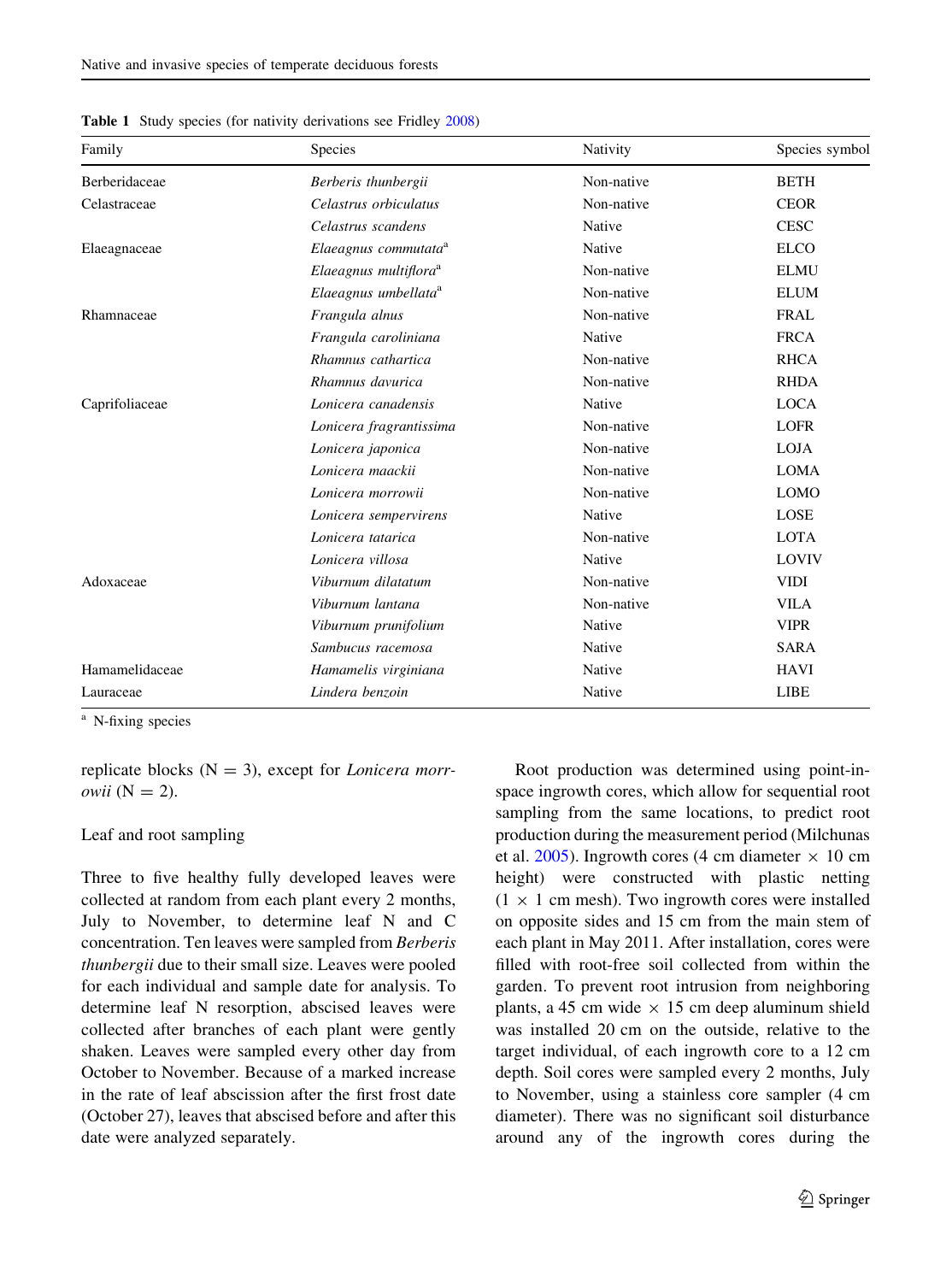**Table 1** Study species (for nativity derivations see Fridley 2008)

| Family | Species | Nativity | Species symbol |
|---|---|---|---|
| Berberidaceae | *Berberis thunbergii* | Non-native | BETH |
| Celastraceae | *Celastrus orbiculatus* | Non-native | CEOR |
| | *Celastrus scandens* | Native | CESC |
| Elaeagnaceae | *Elaeagnus commutata*[a] | Native | ELCO |
| | *Elaeagnus multiflora*[a] | Non-native | ELMU |
| | *Elaeagnus umbellata*[a] | Non-native | ELUM |
| Rhamnaceae | *Frangula alnus* | Non-native | FRAL |
| | *Frangula caroliniana* | Native | FRCA |
| | *Rhamnus cathartica* | Non-native | RHCA |
| | *Rhamnus davurica* | Non-native | RHDA |
| Caprifoliaceae | *Lonicera canadensis* | Native | LOCA |
| | *Lonicera fragrantissima* | Non-native | LOFR |
| | *Lonicera japonica* | Non-native | LOJA |
| | *Lonicera maackii* | Non-native | LOMA |
| | *Lonicera morrowii* | Non-native | LOMO |
| | *Lonicera sempervirens* | Native | LOSE |
| | *Lonicera tatarica* | Non-native | LOTA |
| | *Lonicera villosa* | Native | LOVIV |
| Adoxaceae | *Viburnum dilatatum* | Non-native | VIDI |
| | *Viburnum lantana* | Non-native | VILA |
| | *Viburnum prunifolium* | Native | VIPR |
| | *Sambucus racemosa* | Native | SARA |
| Hamamelidaceae | *Hamamelis virginiana* | Native | HAVI |
| Lauraceae | *Lindera benzoin* | Native | LIBE |

[a] N-fixing species

replicate blocks (N = 3), except for *Lonicera morrowii* (N = 2).

### Leaf and root sampling

Three to five healthy fully developed leaves were collected at random from each plant every 2 months, July to November, to determine leaf N and C concentration. Ten leaves were sampled from *Berberis thunbergii* due to their small size. Leaves were pooled for each individual and sample date for analysis. To determine leaf N resorption, abscised leaves were collected after branches of each plant were gently shaken. Leaves were sampled every other day from October to November. Because of a marked increase in the rate of leaf abscission after the first frost date (October 27), leaves that abscised before and after this date were analyzed separately.

Root production was determined using point-in-space ingrowth cores, which allow for sequential root sampling from the same locations, to predict root production during the measurement period (Milchunas et al. 2005). Ingrowth cores (4 cm diameter × 10 cm height) were constructed with plastic netting (1 × 1 cm mesh). Two ingrowth cores were installed on opposite sides and 15 cm from the main stem of each plant in May 2011. After installation, cores were filled with root-free soil collected from within the garden. To prevent root intrusion from neighboring plants, a 45 cm wide × 15 cm deep aluminum shield was installed 20 cm on the outside, relative to the target individual, of each ingrowth core to a 12 cm depth. Soil cores were sampled every 2 months, July to November, using a stainless core sampler (4 cm diameter). There was no significant soil disturbance around any of the ingrowth cores during the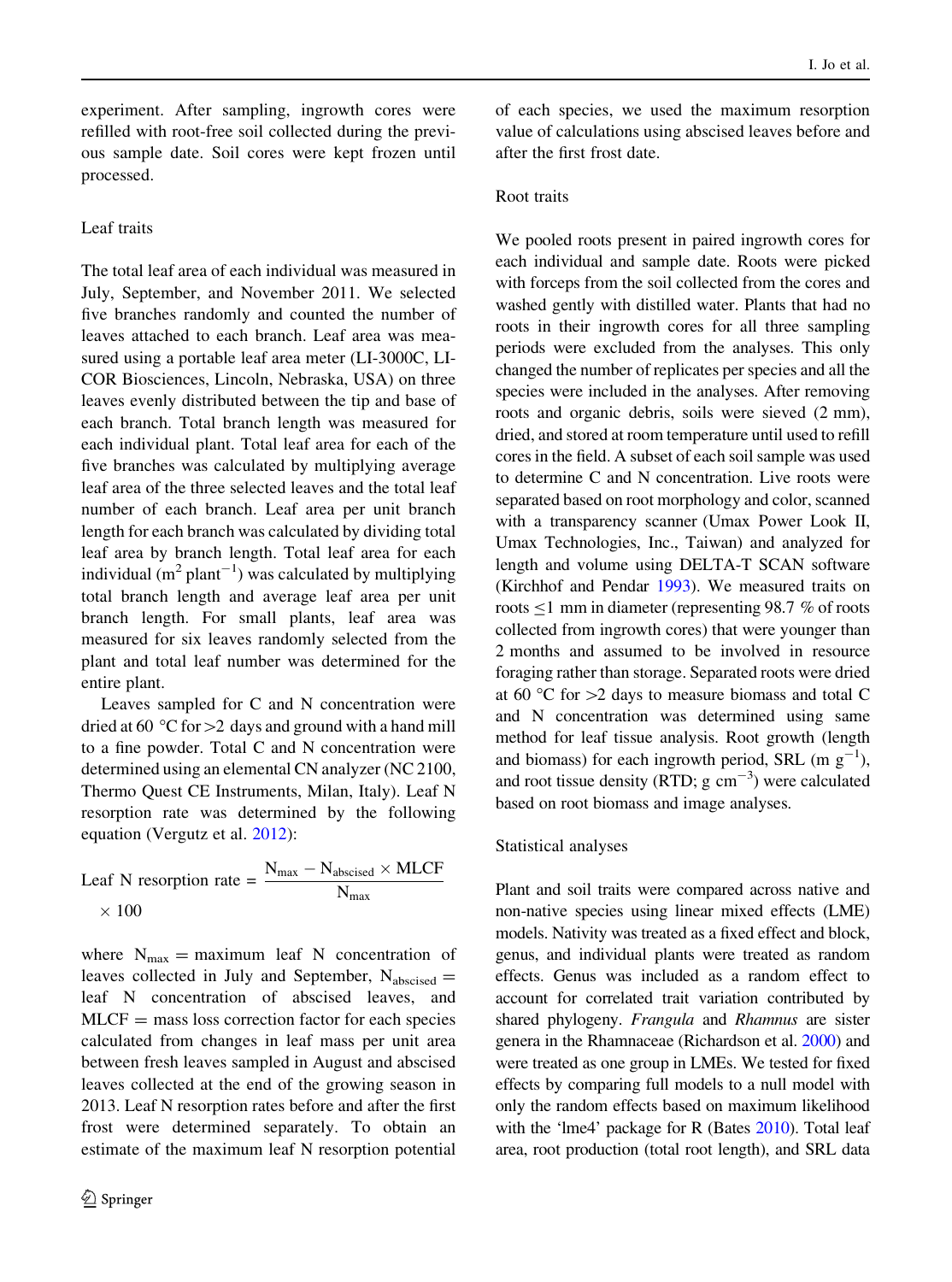experiment. After sampling, ingrowth cores were refilled with root-free soil collected during the previous sample date. Soil cores were kept frozen until processed.

### Leaf traits

The total leaf area of each individual was measured in July, September, and November 2011. We selected five branches randomly and counted the number of leaves attached to each branch. Leaf area was measured using a portable leaf area meter (LI-3000C, LI-COR Biosciences, Lincoln, Nebraska, USA) on three leaves evenly distributed between the tip and base of each branch. Total branch length was measured for each individual plant. Total leaf area for each of the five branches was calculated by multiplying average leaf area of the three selected leaves and the total leaf number of each branch. Leaf area per unit branch length for each branch was calculated by dividing total leaf area by branch length. Total leaf area for each individual ($m^2$ $plant^{-1}$) was calculated by multiplying total branch length and average leaf area per unit branch length. For small plants, leaf area was measured for six leaves randomly selected from the plant and total leaf number was determined for the entire plant.

Leaves sampled for C and N concentration were dried at 60 °C for >2 days and ground with a hand mill to a fine powder. Total C and N concentration were determined using an elemental CN analyzer (NC 2100, Thermo Quest CE Instruments, Milan, Italy). Leaf N resorption rate was determined by the following equation (Vergutz et al. 2012):

$$\text{Leaf N resorption rate} = \frac{N_{max} - N_{abscised} \times MLCF}{N_{max}} \times 100$$

where $N_{max}$ = maximum leaf N concentration of leaves collected in July and September, $N_{abscised}$ = leaf N concentration of abscised leaves, and MLCF = mass loss correction factor for each species calculated from changes in leaf mass per unit area between fresh leaves sampled in August and abscised leaves collected at the end of the growing season in 2013. Leaf N resorption rates before and after the first frost were determined separately. To obtain an estimate of the maximum leaf N resorption potential of each species, we used the maximum resorption value of calculations using abscised leaves before and after the first frost date.

### Root traits

We pooled roots present in paired ingrowth cores for each individual and sample date. Roots were picked with forceps from the soil collected from the cores and washed gently with distilled water. Plants that had no roots in their ingrowth cores for all three sampling periods were excluded from the analyses. This only changed the number of replicates per species and all the species were included in the analyses. After removing roots and organic debris, soils were sieved (2 mm), dried, and stored at room temperature until used to refill cores in the field. A subset of each soil sample was used to determine C and N concentration. Live roots were separated based on root morphology and color, scanned with a transparency scanner (Umax Power Look II, Umax Technologies, Inc., Taiwan) and analyzed for length and volume using DELTA-T SCAN software (Kirchhof and Pendar 1993). We measured traits on roots ≤1 mm in diameter (representing 98.7 % of roots collected from ingrowth cores) that were younger than 2 months and assumed to be involved in resource foraging rather than storage. Separated roots were dried at 60 °C for >2 days to measure biomass and total C and N concentration was determined using same method for leaf tissue analysis. Root growth (length and biomass) for each ingrowth period, SRL (m $g^{-1}$), and root tissue density (RTD; g $cm^{-3}$) were calculated based on root biomass and image analyses.

### Statistical analyses

Plant and soil traits were compared across native and non-native species using linear mixed effects (LME) models. Nativity was treated as a fixed effect and block, genus, and individual plants were treated as random effects. Genus was included as a random effect to account for correlated trait variation contributed by shared phylogeny. *Frangula* and *Rhamnus* are sister genera in the Rhamnaceae (Richardson et al. 2000) and were treated as one group in LMEs. We tested for fixed effects by comparing full models to a null model with only the random effects based on maximum likelihood with the 'lme4' package for R (Bates 2010). Total leaf area, root production (total root length), and SRL data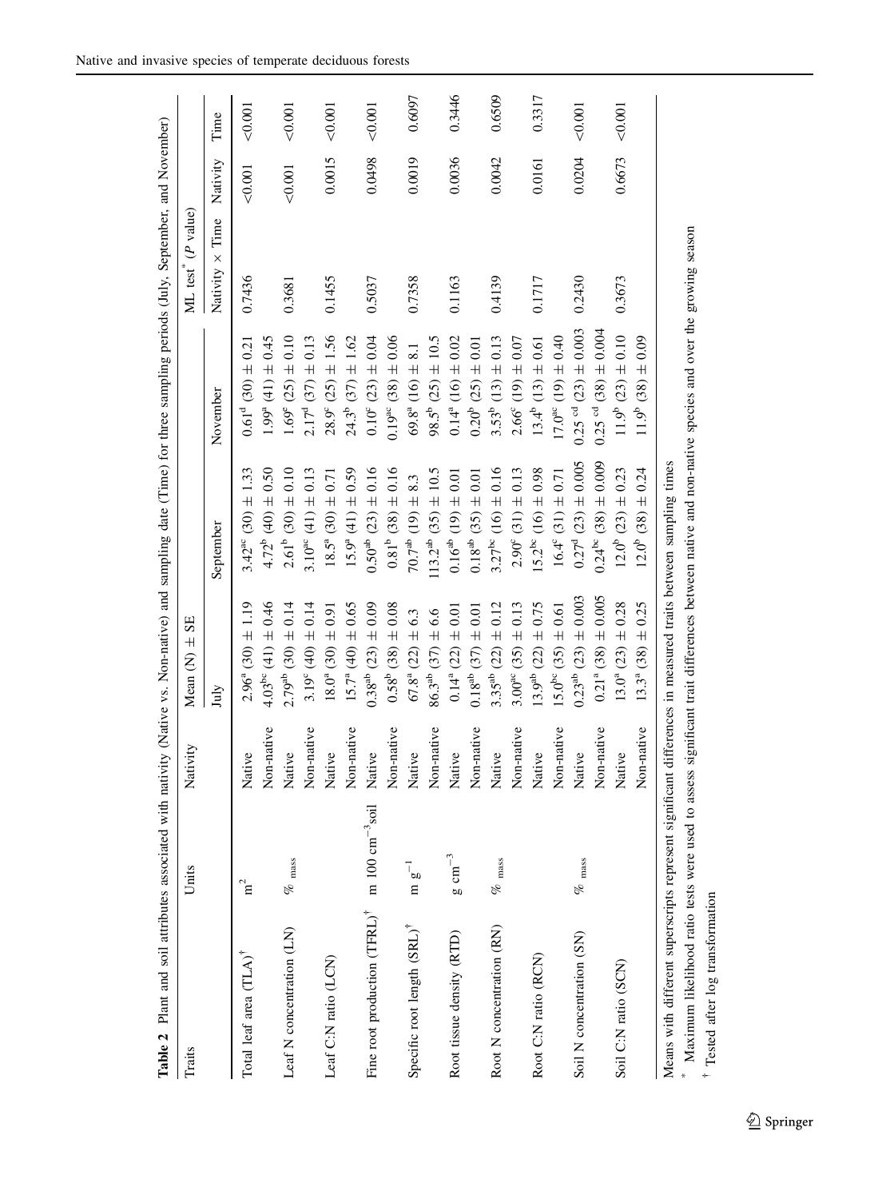**Table 2** Plant and soil attributes associated with nativity (Native vs. Non-native) and sampling date (Time) for three sampling periods (July, September, and November)

| Traits | Units | Nativity | Mean (N) ± SE | | | ML test* (P value) | | |
|---|---|---|---|---|---|---|---|---|
| | | | July | September | November | Nativity × Time | Nativity | Time |
| Total leaf area (TLA)[†] | $m^2$ | Native | $2.96^{a}$ (30) ± 1.19 | $3.42^{ac}$ (30) ± 1.33 | $0.61^{d}$ (30) ± 0.21 | 0.7436 | <0.001 | <0.001 |
| | | Non-native | $4.03^{bc}$ (41) ± 0.46 | $4.72^{b}$ (40) ± 0.50 | $1.99^{a}$ (41) ± 0.45 | | | |
| Leaf N concentration (LN) | $\%_{mass}$ | Native | $2.79^{ab}$ (30) ± 0.14 | $2.61^{b}$ (30) ± 0.10 | $1.69^{e}$ (25) ± 0.10 | 0.3681 | <0.001 | <0.001 |
| | | Non-native | $3.19^{c}$ (40) ± 0.14 | $3.10^{ac}$ (41) ± 0.13 | $2.17^{d}$ (37) ± 0.13 | | | |
| Leaf C:N ratio (LCN) | | Native | $18.0^{a}$ (30) ± 0.91 | $18.5^{a}$ (30) ± 0.71 | $28.9^{c}$ (25) ± 1.56 | 0.1455 | 0.0015 | <0.001 |
| | | Non-native | $15.7^{a}$ (40) ± 0.65 | $15.9^{a}$ (41) ± 0.59 | $24.3^{b}$ (37) ± 1.62 | | | |
| Fine root production (TFRL)[†] | m 100 $cm^{-3}$soil | Native | $0.38^{ab}$ (23) ± 0.09 | $0.50^{ab}$ (23) ± 0.16 | $0.10^{c}$ (23) ± 0.04 | 0.5037 | 0.0498 | <0.001 |
| | | Non-native | $0.58^{b}$ (38) ± 0.08 | $0.81^{b}$ (38) ± 0.16 | $0.19^{ac}$ (38) ± 0.06 | | | |
| Specific root length (SRL)[†] | m $g^{-1}$ | Native | $67.8^{a}$ (22) ± 6.3 | $70.7^{ab}$ (19) ± 8.3 | $69.8^{a}$ (16) ± 8.1 | 0.7358 | 0.0019 | 0.6097 |
| | | Non-native | $86.3^{ab}$ (37) ± 6.6 | $113.2^{ab}$ (35) ± 10.5 | $98.5^{b}$ (25) ± 10.5 | | | |
| Root tissue density (RTD) | g $cm^{-3}$ | Native | $0.14^{a}$ (22) ± 0.01 | $0.16^{ab}$ (19) ± 0.01 | $0.14^{a}$ (16) ± 0.02 | 0.1163 | 0.0036 | 0.3446 |
| | | Non-native | $0.18^{ab}$ (37) ± 0.01 | $0.18^{ab}$ (35) ± 0.01 | $0.20^{b}$ (25) ± 0.01 | | | |
| Root N concentration (RN) | $\%_{mass}$ | Native | $3.35^{ab}$ (22) ± 0.12 | $3.27^{bc}$ (16) ± 0.16 | $3.53^{b}$ (13) ± 0.13 | 0.4139 | 0.0042 | 0.6509 |
| | | Non-native | $3.00^{ac}$ (35) ± 0.13 | $2.90^{c}$ (31) ± 0.13 | $2.66^{c}$ (19) ± 0.07 | | | |
| Root C:N ratio (RCN) | | Native | $13.9^{ab}$ (22) ± 0.75 | $15.2^{bc}$ (16) ± 0.98 | $13.4^{b}$ (13) ± 0.61 | 0.1717 | 0.0161 | 0.3317 |
| | | Non-native | $15.0^{bc}$ (35) ± 0.61 | $16.4^{c}$ (31) ± 0.71 | $17.0^{ac}$ (19) ± 0.40 | | | |
| Soil N concentration (SN) | $\%_{mass}$ | Native | $0.23^{ab}$ (23) ± 0.003 | $0.27^{d}$ (23) ± 0.005 | $0.25^{cd}$ (23) ± 0.003 | 0.2430 | 0.0204 | <0.001 |
| | | Non-native | $0.21^{a}$ (38) ± 0.005 | $0.24^{bc}$ (38) ± 0.009 | $0.25^{cd}$ (38) ± 0.004 | | | |
| Soil C:N ratio (SCN) | | Native | $13.0^{a}$ (23) ± 0.28 | $12.0^{b}$ (23) ± 0.23 | $11.9^{b}$ (23) ± 0.10 | 0.3673 | 0.6673 | <0.001 |
| | | Non-native | $13.3^{a}$ (38) ± 0.25 | $12.0^{b}$ (38) ± 0.24 | $11.9^{b}$ (38) ± 0.09 | | | |

Means with different superscripts represent significant differences in measured traits between sampling times

\* Maximum likelihood ratio tests were used to assess significant trait differences between native and non-native species and over the growing season

† Tested after log transformation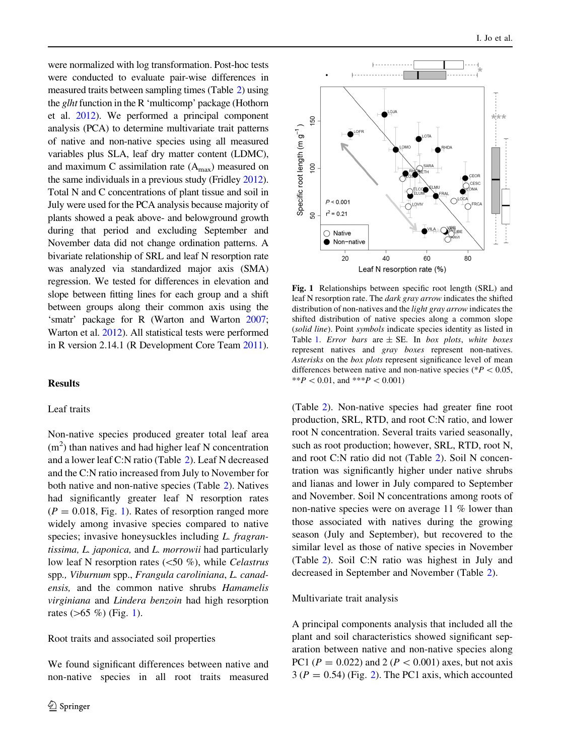were normalized with log transformation. Post-hoc tests were conducted to evaluate pair-wise differences in measured traits between sampling times (Table 2) using the *glht* function in the R 'multicomp' package (Hothorn et al. 2012). We performed a principal component analysis (PCA) to determine multivariate trait patterns of native and non-native species using all measured variables plus SLA, leaf dry matter content (LDMC), and maximum C assimilation rate ($A_{max}$) measured on the same individuals in a previous study (Fridley 2012). Total N and C concentrations of plant tissue and soil in July were used for the PCA analysis because majority of plants showed a peak above- and belowground growth during that period and excluding September and November data did not change ordination patterns. A bivariate relationship of SRL and leaf N resorption rate was analyzed via standardized major axis (SMA) regression. We tested for differences in elevation and slope between fitting lines for each group and a shift between groups along their common axis using the 'smatr' package for R (Warton and Warton 2007; Warton et al. 2012). All statistical tests were performed in R version 2.14.1 (R Development Core Team 2011).

## Results

### Leaf traits

Non-native species produced greater total leaf area ($m^2$) than natives and had higher leaf N concentration and a lower leaf C:N ratio (Table 2). Leaf N decreased and the C:N ratio increased from July to November for both native and non-native species (Table 2). Natives had significantly greater leaf N resorption rates ($P = 0.018$, Fig. 1). Rates of resorption ranged more widely among invasive species compared to native species; invasive honeysuckles including *L. fragrantissima, L. japonica,* and *L. morrowii* had particularly low leaf N resorption rates (<50 %), while *Celastrus* spp., *Viburnum* spp., *Frangula caroliniana*, *L. canadensis,* and the common native shrubs *Hamamelis virginiana* and *Lindera benzoin* had high resorption rates (>65 %) (Fig. 1).

### Root traits and associated soil properties

We found significant differences between native and non-native species in all root traits measured (Table 2). Non-native species had greater fine root production, SRL, RTD, and root C:N ratio, and lower root N concentration. Several traits varied seasonally, such as root production; however, SRL, RTD, root N, and root C:N ratio did not (Table 2). Soil N concentration was significantly higher under native shrubs and lianas and lower in July compared to September and November. Soil N concentrations among roots of non-native species were on average 11 % lower than those associated with natives during the growing season (July and September), but recovered to the similar level as those of native species in November (Table 2). Soil C:N ratio was highest in July and decreased in September and November (Table 2).

**Fig. 1** Relationships between specific root length (SRL) and leaf N resorption rate. The *dark gray arrow* indicates the shifted distribution of non-natives and the *light gray arrow* indicates the shifted distribution of native species along a common slope (*solid line*). Point *symbols* indicate species identity as listed in Table 1. *Error bars* are ± SE. In *box plots*, *white boxes* represent natives and *gray boxes* represent non-natives. *Asterisks* on the *box plots* represent significance level of mean differences between native and non-native species (*$P < 0.05$, **$P < 0.01$, and ***$P < 0.001$)

### Multivariate trait analysis

A principal components analysis that included all the plant and soil characteristics showed significant separation between native and non-native species along PC1 ($P = 0.022$) and 2 ($P < 0.001$) axes, but not axis 3 ($P = 0.54$) (Fig. 2). The PC1 axis, which accounted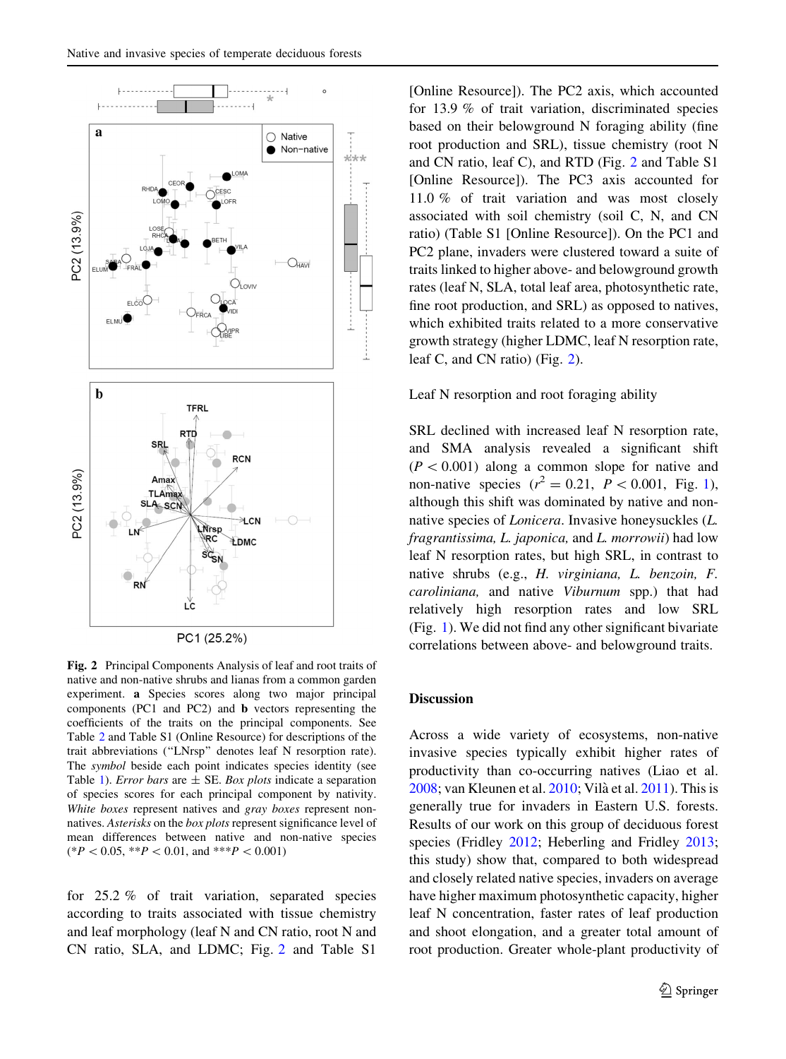**Fig. 2** Principal Components Analysis of leaf and root traits of native and non-native shrubs and lianas from a common garden experiment. **a** Species scores along two major principal components (PC1 and PC2) and **b** vectors representing the coefficients of the traits on the principal components. See Table 2 and Table S1 (Online Resource) for descriptions of the trait abbreviations ("LNrsp" denotes leaf N resorption rate). The *symbol* beside each point indicates species identity (see Table 1). *Error bars* are ± SE. *Box plots* indicate a separation of species scores for each principal component by nativity. *White boxes* represent natives and *gray boxes* represent non-natives. *Asterisks* on the *box plots* represent significance level of mean differences between native and non-native species (*$P < 0.05$, **$P < 0.01$, and ***$P < 0.001$)

for 25.2 % of trait variation, separated species according to traits associated with tissue chemistry and leaf morphology (leaf N and CN ratio, root N and CN ratio, SLA, and LDMC; Fig. 2 and Table S1 [Online Resource]). The PC2 axis, which accounted for 13.9 % of trait variation, discriminated species based on their belowground N foraging ability (fine root production and SRL), tissue chemistry (root N and CN ratio, leaf C), and RTD (Fig. 2 and Table S1 [Online Resource]). The PC3 axis accounted for 11.0 % of trait variation and was most closely associated with soil chemistry (soil C, N, and CN ratio) (Table S1 [Online Resource]). On the PC1 and PC2 plane, invaders were clustered toward a suite of traits linked to higher above- and belowground growth rates (leaf N, SLA, total leaf area, photosynthetic rate, fine root production, and SRL) as opposed to natives, which exhibited traits related to a more conservative growth strategy (higher LDMC, leaf N resorption rate, leaf C, and CN ratio) (Fig. 2).

Leaf N resorption and root foraging ability

SRL declined with increased leaf N resorption rate, and SMA analysis revealed a significant shift ($P < 0.001$) along a common slope for native and non-native species ($r^2 = 0.21$, $P < 0.001$, Fig. 1), although this shift was dominated by native and non-native species of *Lonicera*. Invasive honeysuckles (*L. fragrantissima, L. japonica,* and *L. morrowii*) had low leaf N resorption rates, but high SRL, in contrast to native shrubs (e.g., *H. virginiana, L. benzoin, F. caroliniana,* and native *Viburnum* spp.) that had relatively high resorption rates and low SRL (Fig. 1). We did not find any other significant bivariate correlations between above- and belowground traits.

## Discussion

Across a wide variety of ecosystems, non-native invasive species typically exhibit higher rates of productivity than co-occurring natives (Liao et al. 2008; van Kleunen et al. 2010; Vilà et al. 2011). This is generally true for invaders in Eastern U.S. forests. Results of our work on this group of deciduous forest species (Fridley 2012; Heberling and Fridley 2013; this study) show that, compared to both widespread and closely related native species, invaders on average have higher maximum photosynthetic capacity, higher leaf N concentration, faster rates of leaf production and shoot elongation, and a greater total amount of root production. Greater whole-plant productivity of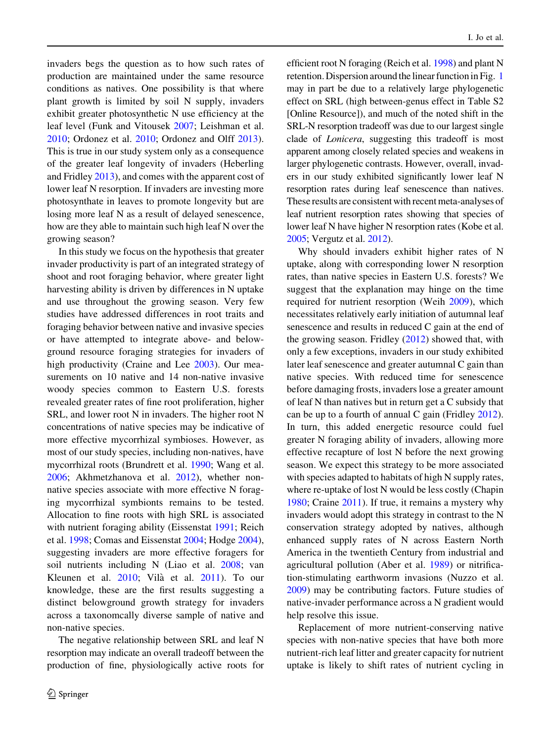invaders begs the question as to how such rates of production are maintained under the same resource conditions as natives. One possibility is that where plant growth is limited by soil N supply, invaders exhibit greater photosynthetic N use efficiency at the leaf level (Funk and Vitousek 2007; Leishman et al. 2010; Ordonez et al. 2010; Ordonez and Olff 2013). This is true in our study system only as a consequence of the greater leaf longevity of invaders (Heberling and Fridley 2013), and comes with the apparent cost of lower leaf N resorption. If invaders are investing more photosynthate in leaves to promote longevity but are losing more leaf N as a result of delayed senescence, how are they able to maintain such high leaf N over the growing season?

In this study we focus on the hypothesis that greater invader productivity is part of an integrated strategy of shoot and root foraging behavior, where greater light harvesting ability is driven by differences in N uptake and use throughout the growing season. Very few studies have addressed differences in root traits and foraging behavior between native and invasive species or have attempted to integrate above- and belowground resource foraging strategies for invaders of high productivity (Craine and Lee 2003). Our measurements on 10 native and 14 non-native invasive woody species common to Eastern U.S. forests revealed greater rates of fine root proliferation, higher SRL, and lower root N in invaders. The higher root N concentrations of native species may be indicative of more effective mycorrhizal symbioses. However, as most of our study species, including non-natives, have mycorrhizal roots (Brundrett et al. 1990; Wang et al. 2006; Akhmetzhanova et al. 2012), whether non-native species associate with more effective N foraging mycorrhizal symbionts remains to be tested. Allocation to fine roots with high SRL is associated with nutrient foraging ability (Eissenstat 1991; Reich et al. 1998; Comas and Eissenstat 2004; Hodge 2004), suggesting invaders are more effective foragers for soil nutrients including N (Liao et al. 2008; van Kleunen et al. 2010; Vilà et al. 2011). To our knowledge, these are the first results suggesting a distinct belowground growth strategy for invaders across a taxonomcally diverse sample of native and non-native species.

The negative relationship between SRL and leaf N resorption may indicate an overall tradeoff between the production of fine, physiologically active roots for efficient root N foraging (Reich et al. 1998) and plant N retention. Dispersion around the linear function in Fig. 1 may in part be due to a relatively large phylogenetic effect on SRL (high between-genus effect in Table S2 [Online Resource]), and much of the noted shift in the SRL-N resorption tradeoff was due to our largest single clade of *Lonicera*, suggesting this tradeoff is most apparent among closely related species and weakens in larger phylogenetic contrasts. However, overall, invaders in our study exhibited significantly lower leaf N resorption rates during leaf senescence than natives. These results are consistent with recent meta-analyses of leaf nutrient resorption rates showing that species of lower leaf N have higher N resorption rates (Kobe et al. 2005; Vergutz et al. 2012).

Why should invaders exhibit higher rates of N uptake, along with corresponding lower N resorption rates, than native species in Eastern U.S. forests? We suggest that the explanation may hinge on the time required for nutrient resorption (Weih 2009), which necessitates relatively early initiation of autumnal leaf senescence and results in reduced C gain at the end of the growing season. Fridley (2012) showed that, with only a few exceptions, invaders in our study exhibited later leaf senescence and greater autumnal C gain than native species. With reduced time for senescence before damaging frosts, invaders lose a greater amount of leaf N than natives but in return get a C subsidy that can be up to a fourth of annual C gain (Fridley 2012). In turn, this added energetic resource could fuel greater N foraging ability of invaders, allowing more effective recapture of lost N before the next growing season. We expect this strategy to be more associated with species adapted to habitats of high N supply rates, where re-uptake of lost N would be less costly (Chapin 1980; Craine 2011). If true, it remains a mystery why invaders would adopt this strategy in contrast to the N conservation strategy adopted by natives, although enhanced supply rates of N across Eastern North America in the twentieth Century from industrial and agricultural pollution (Aber et al. 1989) or nitrification-stimulating earthworm invasions (Nuzzo et al. 2009) may be contributing factors. Future studies of native-invader performance across a N gradient would help resolve this issue.

Replacement of more nutrient-conserving native species with non-native species that have both more nutrient-rich leaf litter and greater capacity for nutrient uptake is likely to shift rates of nutrient cycling in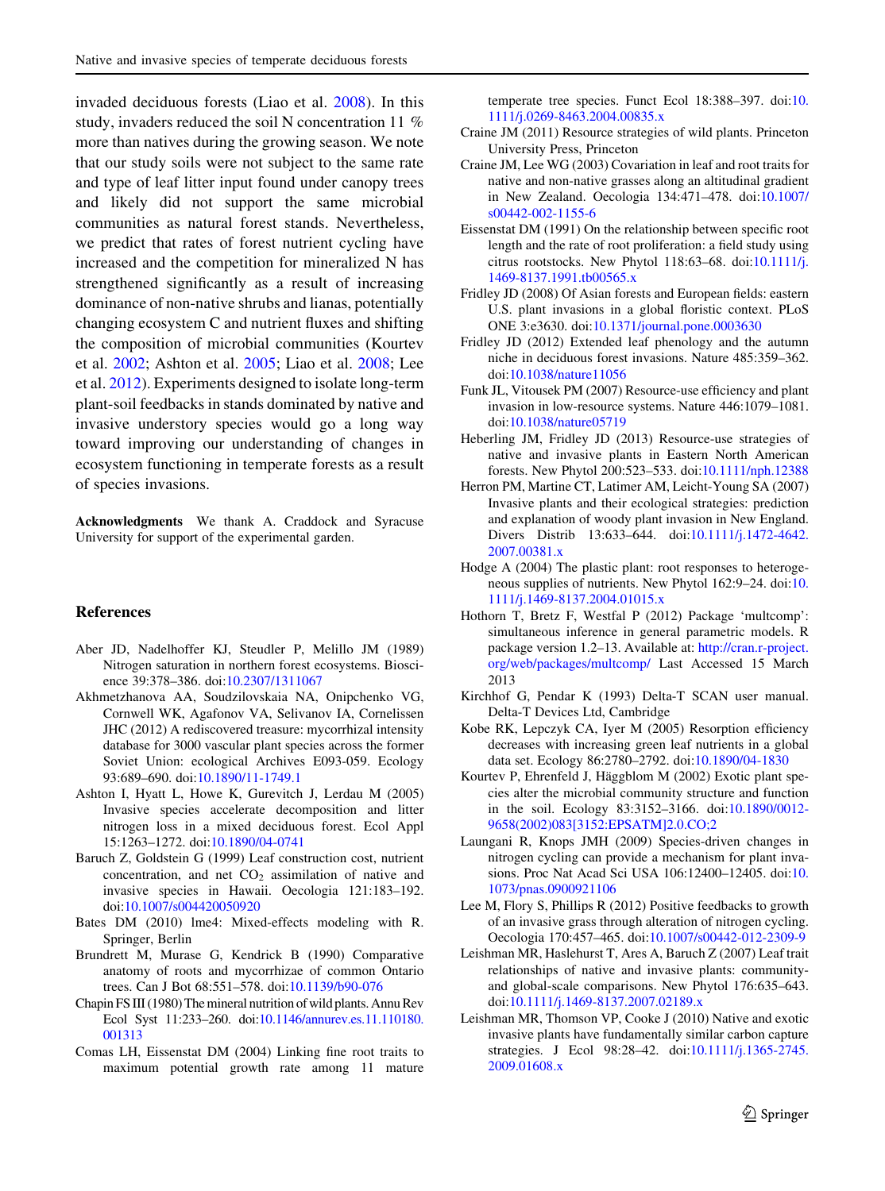invaded deciduous forests (Liao et al. 2008). In this study, invaders reduced the soil N concentration 11 % more than natives during the growing season. We note that our study soils were not subject to the same rate and type of leaf litter input found under canopy trees and likely did not support the same microbial communities as natural forest stands. Nevertheless, we predict that rates of forest nutrient cycling have increased and the competition for mineralized N has strengthened significantly as a result of increasing dominance of non-native shrubs and lianas, potentially changing ecosystem C and nutrient fluxes and shifting the composition of microbial communities (Kourtev et al. 2002; Ashton et al. 2005; Liao et al. 2008; Lee et al. 2012). Experiments designed to isolate long-term plant-soil feedbacks in stands dominated by native and invasive understory species would go a long way toward improving our understanding of changes in ecosystem functioning in temperate forests as a result of species invasions.

**Acknowledgments** We thank A. Craddock and Syracuse University for support of the experimental garden.

## References

Aber JD, Nadelhoffer KJ, Steudler P, Melillo JM (1989) Nitrogen saturation in northern forest ecosystems. Bioscience 39:378–386. doi:10.2307/1311067

Akhmetzhanova AA, Soudzilovskaia NA, Onipchenko VG, Cornwell WK, Agafonov VA, Selivanov IA, Cornelissen JHC (2012) A rediscovered treasure: mycorrhizal intensity database for 3000 vascular plant species across the former Soviet Union: ecological Archives E093-059. Ecology 93:689–690. doi:10.1890/11-1749.1

Ashton I, Hyatt L, Howe K, Gurevitch J, Lerdau M (2005) Invasive species accelerate decomposition and litter nitrogen loss in a mixed deciduous forest. Ecol Appl 15:1263–1272. doi:10.1890/04-0741

Baruch Z, Goldstein G (1999) Leaf construction cost, nutrient concentration, and net $CO_2$ assimilation of native and invasive species in Hawaii. Oecologia 121:183–192. doi:10.1007/s004420050920

Bates DM (2010) lme4: Mixed-effects modeling with R. Springer, Berlin

Brundrett M, Murase G, Kendrick B (1990) Comparative anatomy of roots and mycorrhizae of common Ontario trees. Can J Bot 68:551–578. doi:10.1139/b90-076

Chapin FS III (1980) The mineral nutrition of wild plants. Annu Rev Ecol Syst 11:233–260. doi:10.1146/annurev.es.11.110180.001313

Comas LH, Eissenstat DM (2004) Linking fine root traits to maximum potential growth rate among 11 mature temperate tree species. Funct Ecol 18:388–397. doi:10.1111/j.0269-8463.2004.00835.x

Craine JM (2011) Resource strategies of wild plants. Princeton University Press, Princeton

Craine JM, Lee WG (2003) Covariation in leaf and root traits for native and non-native grasses along an altitudinal gradient in New Zealand. Oecologia 134:471–478. doi:10.1007/s00442-002-1155-6

Eissenstat DM (1991) On the relationship between specific root length and the rate of root proliferation: a field study using citrus rootstocks. New Phytol 118:63–68. doi:10.1111/j.1469-8137.1991.tb00565.x

Fridley JD (2008) Of Asian forests and European fields: eastern U.S. plant invasions in a global floristic context. PLoS ONE 3:e3630. doi:10.1371/journal.pone.0003630

Fridley JD (2012) Extended leaf phenology and the autumn niche in deciduous forest invasions. Nature 485:359–362. doi:10.1038/nature11056

Funk JL, Vitousek PM (2007) Resource-use efficiency and plant invasion in low-resource systems. Nature 446:1079–1081. doi:10.1038/nature05719

Heberling JM, Fridley JD (2013) Resource-use strategies of native and invasive plants in Eastern North American forests. New Phytol 200:523–533. doi:10.1111/nph.12388

Herron PM, Martine CT, Latimer AM, Leicht-Young SA (2007) Invasive plants and their ecological strategies: prediction and explanation of woody plant invasion in New England. Divers Distrib 13:633–644. doi:10.1111/j.1472-4642.2007.00381.x

Hodge A (2004) The plastic plant: root responses to heterogeneous supplies of nutrients. New Phytol 162:9–24. doi:10.1111/j.1469-8137.2004.01015.x

Hothorn T, Bretz F, Westfal P (2012) Package 'multcomp': simultaneous inference in general parametric models. R package version 1.2–13. Available at: http://cran.r-project.org/web/packages/multcomp/ Last Accessed 15 March 2013

Kirchhof G, Pendar K (1993) Delta-T SCAN user manual. Delta-T Devices Ltd, Cambridge

Kobe RK, Lepczyk CA, Iyer M (2005) Resorption efficiency decreases with increasing green leaf nutrients in a global data set. Ecology 86:2780–2792. doi:10.1890/04-1830

Kourtev P, Ehrenfeld J, Häggblom M (2002) Exotic plant species alter the microbial community structure and function in the soil. Ecology 83:3152–3166. doi:10.1890/0012-9658(2002)083[3152:EPSATM]2.0.CO;2

Laungani R, Knops JMH (2009) Species-driven changes in nitrogen cycling can provide a mechanism for plant invasions. Proc Nat Acad Sci USA 106:12400–12405. doi:10.1073/pnas.0900921106

Lee M, Flory S, Phillips R (2012) Positive feedbacks to growth of an invasive grass through alteration of nitrogen cycling. Oecologia 170:457–465. doi:10.1007/s00442-012-2309-9

Leishman MR, Haslehurst T, Ares A, Baruch Z (2007) Leaf trait relationships of native and invasive plants: community- and global-scale comparisons. New Phytol 176:635–643. doi:10.1111/j.1469-8137.2007.02189.x

Leishman MR, Thomson VP, Cooke J (2010) Native and exotic invasive plants have fundamentally similar carbon capture strategies. J Ecol 98:28–42. doi:10.1111/j.1365-2745.2009.01608.x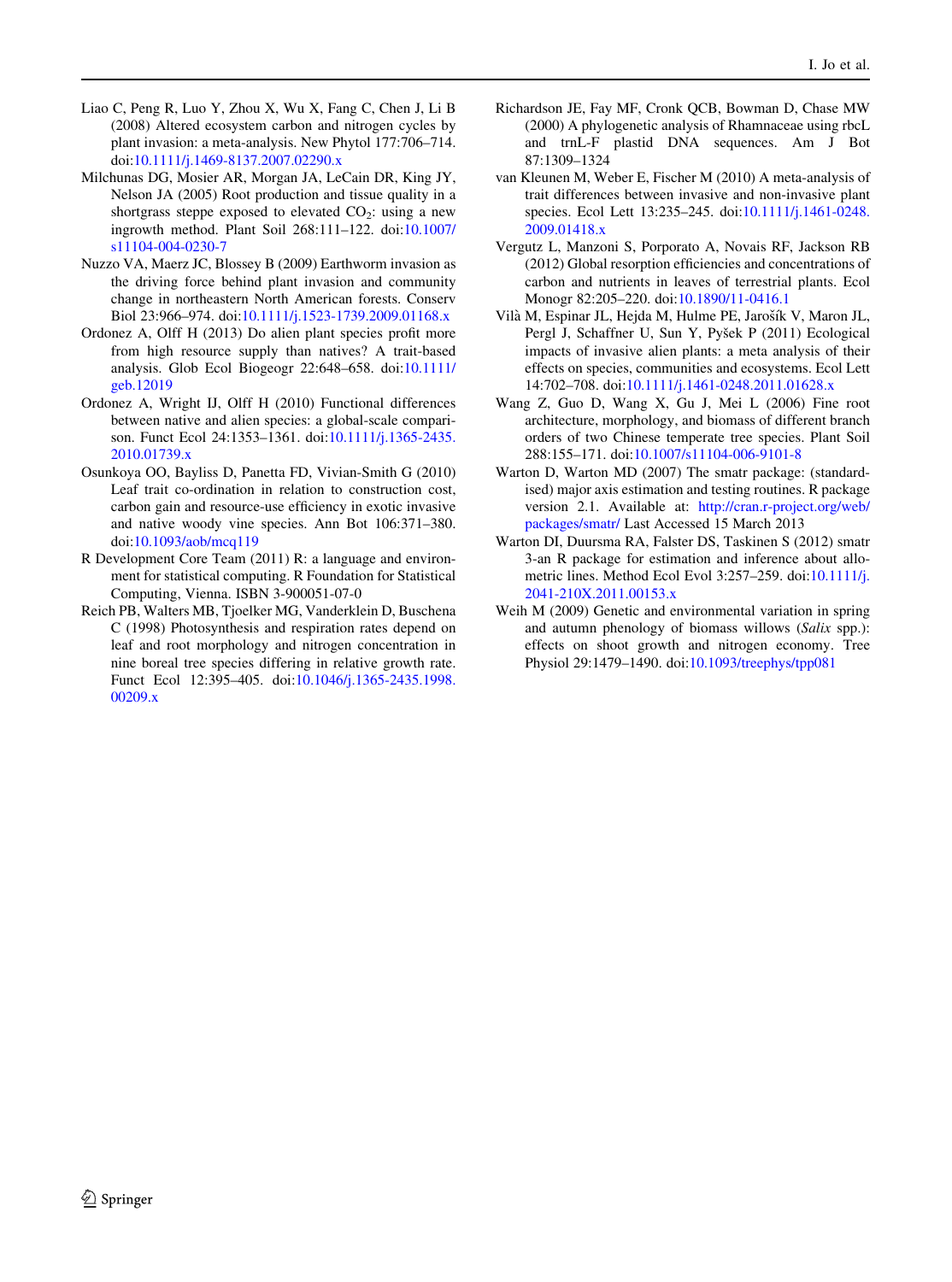Liao C, Peng R, Luo Y, Zhou X, Wu X, Fang C, Chen J, Li B (2008) Altered ecosystem carbon and nitrogen cycles by plant invasion: a meta-analysis. New Phytol 177:706–714. doi:10.1111/j.1469-8137.2007.02290.x

Milchunas DG, Mosier AR, Morgan JA, LeCain DR, King JY, Nelson JA (2005) Root production and tissue quality in a shortgrass steppe exposed to elevated $CO_2$: using a new ingrowth method. Plant Soil 268:111–122. doi:10.1007/s11104-004-0230-7

Nuzzo VA, Maerz JC, Blossey B (2009) Earthworm invasion as the driving force behind plant invasion and community change in northeastern North American forests. Conserv Biol 23:966–974. doi:10.1111/j.1523-1739.2009.01168.x

Ordonez A, Olff H (2013) Do alien plant species profit more from high resource supply than natives? A trait-based analysis. Glob Ecol Biogeogr 22:648–658. doi:10.1111/geb.12019

Ordonez A, Wright IJ, Olff H (2010) Functional differences between native and alien species: a global-scale comparison. Funct Ecol 24:1353–1361. doi:10.1111/j.1365-2435.2010.01739.x

Osunkoya OO, Bayliss D, Panetta FD, Vivian-Smith G (2010) Leaf trait co-ordination in relation to construction cost, carbon gain and resource-use efficiency in exotic invasive and native woody vine species. Ann Bot 106:371–380. doi:10.1093/aob/mcq119

R Development Core Team (2011) R: a language and environment for statistical computing. R Foundation for Statistical Computing, Vienna. ISBN 3-900051-07-0

Reich PB, Walters MB, Tjoelker MG, Vanderklein D, Buschena C (1998) Photosynthesis and respiration rates depend on leaf and root morphology and nitrogen concentration in nine boreal tree species differing in relative growth rate. Funct Ecol 12:395–405. doi:10.1046/j.1365-2435.1998.00209.x

Richardson JE, Fay MF, Cronk QCB, Bowman D, Chase MW (2000) A phylogenetic analysis of Rhamnaceae using rbcL and trnL-F plastid DNA sequences. Am J Bot 87:1309–1324

van Kleunen M, Weber E, Fischer M (2010) A meta-analysis of trait differences between invasive and non-invasive plant species. Ecol Lett 13:235–245. doi:10.1111/j.1461-0248.2009.01418.x

Vergutz L, Manzoni S, Porporato A, Novais RF, Jackson RB (2012) Global resorption efficiencies and concentrations of carbon and nutrients in leaves of terrestrial plants. Ecol Monogr 82:205–220. doi:10.1890/11-0416.1

Vilà M, Espinar JL, Hejda M, Hulme PE, Jarošík V, Maron JL, Pergl J, Schaffner U, Sun Y, Pyšek P (2011) Ecological impacts of invasive alien plants: a meta analysis of their effects on species, communities and ecosystems. Ecol Lett 14:702–708. doi:10.1111/j.1461-0248.2011.01628.x

Wang Z, Guo D, Wang X, Gu J, Mei L (2006) Fine root architecture, morphology, and biomass of different branch orders of two Chinese temperate tree species. Plant Soil 288:155–171. doi:10.1007/s11104-006-9101-8

Warton D, Warton MD (2007) The smatr package: (standardised) major axis estimation and testing routines. R package version 2.1. Available at: http://cran.r-project.org/web/packages/smatr/ Last Accessed 15 March 2013

Warton DI, Duursma RA, Falster DS, Taskinen S (2012) smatr 3-an R package for estimation and inference about allometric lines. Method Ecol Evol 3:257–259. doi:10.1111/j.2041-210X.2011.00153.x

Weih M (2009) Genetic and environmental variation in spring and autumn phenology of biomass willows (*Salix* spp.): effects on shoot growth and nitrogen economy. Tree Physiol 29:1479–1490. doi:10.1093/treephys/tpp081